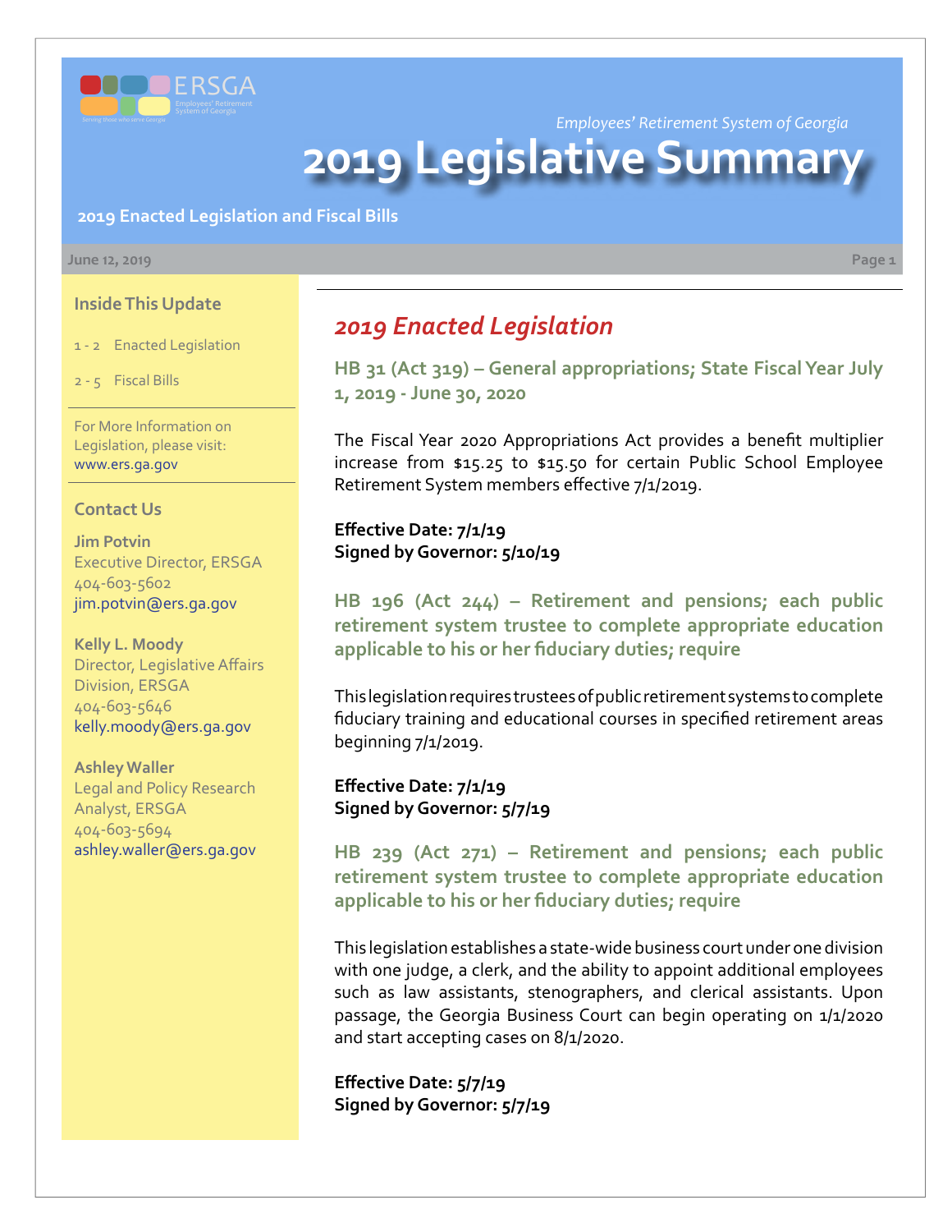*Employees' Retirement System of Georgia*

# 2019 Legislative Summary

**2019 Enacted Legislation and Fiscal Bills**

June 12, 2019

### Inside This Update

1 - 2 Enacted Legislation

2 - 5 Fiscal Bills

For More Information on Legislation, please visit: www.ers.ga.gov

### Contact Us

**Jim Potvin**
Executive Director, ERSGA
404-603-5602
jim.potvin@ers.ga.gov

**Kelly L. Moody**
Director, Legislative Affairs Division, ERSGA
404-603-5646
kelly.moody@ers.ga.gov

**Ashley Waller**
Legal and Policy Research Analyst, ERSGA
404-603-5694
ashley.waller@ers.ga.gov

## *2019 Enacted Legislation*

### HB 31 (Act 319) – General appropriations; State Fiscal Year July 1, 2019 - June 30, 2020

The Fiscal Year 2020 Appropriations Act provides a benefit multiplier increase from $15.25 to $15.50 for certain Public School Employee Retirement System members effective 7/1/2019.

**Effective Date: 7/1/19**
**Signed by Governor: 5/10/19**

### HB 196 (Act 244) – Retirement and pensions; each public retirement system trustee to complete appropriate education applicable to his or her fiduciary duties; require

This legislation requires trustees of public retirement systems to complete fiduciary training and educational courses in specified retirement areas beginning 7/1/2019.

**Effective Date: 7/1/19**
**Signed by Governor: 5/7/19**

### HB 239 (Act 271) – Retirement and pensions; each public retirement system trustee to complete appropriate education applicable to his or her fiduciary duties; require

This legislation establishes a state-wide business court under one division with one judge, a clerk, and the ability to appoint additional employees such as law assistants, stenographers, and clerical assistants. Upon passage, the Georgia Business Court can begin operating on 1/1/2020 and start accepting cases on 8/1/2020.

**Effective Date: 5/7/19**
**Signed by Governor: 5/7/19**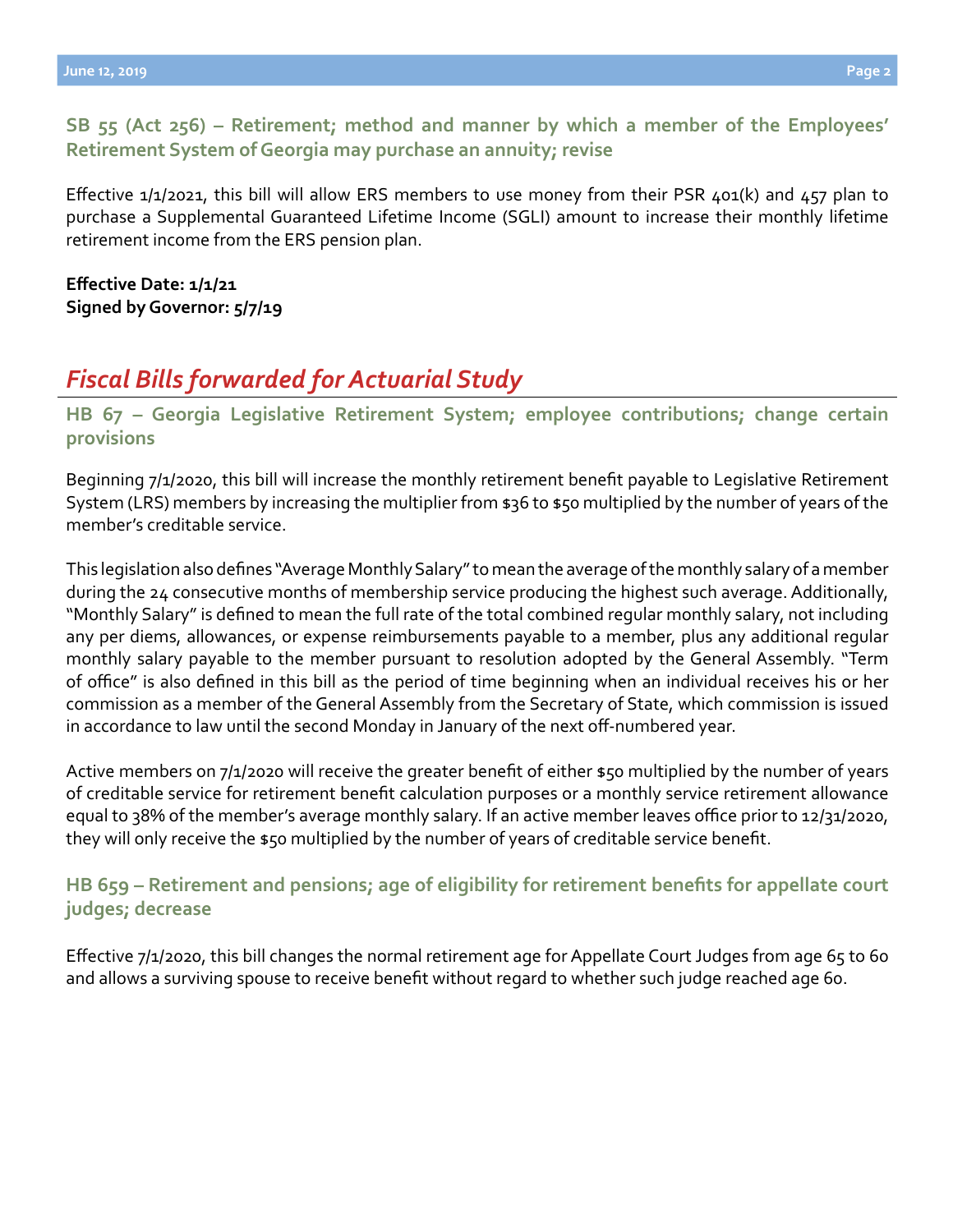### SB 55 (Act 256) – Retirement; method and manner by which a member of the Employees' Retirement System of Georgia may purchase an annuity; revise

Effective 1/1/2021, this bill will allow ERS members to use money from their PSR 401(k) and 457 plan to purchase a Supplemental Guaranteed Lifetime Income (SGLI) amount to increase their monthly lifetime retirement income from the ERS pension plan.

**Effective Date: 1/1/21**
**Signed by Governor: 5/7/19**

## *Fiscal Bills forwarded for Actuarial Study*

### HB 67 – Georgia Legislative Retirement System; employee contributions; change certain provisions

Beginning 7/1/2020, this bill will increase the monthly retirement benefit payable to Legislative Retirement System (LRS) members by increasing the multiplier from $36 to $50 multiplied by the number of years of the member's creditable service.

This legislation also defines "Average Monthly Salary" to mean the average of the monthly salary of a member during the 24 consecutive months of membership service producing the highest such average. Additionally, "Monthly Salary" is defined to mean the full rate of the total combined regular monthly salary, not including any per diems, allowances, or expense reimbursements payable to a member, plus any additional regular monthly salary payable to the member pursuant to resolution adopted by the General Assembly. "Term of office" is also defined in this bill as the period of time beginning when an individual receives his or her commission as a member of the General Assembly from the Secretary of State, which commission is issued in accordance to law until the second Monday in January of the next off-numbered year.

Active members on 7/1/2020 will receive the greater benefit of either $50 multiplied by the number of years of creditable service for retirement benefit calculation purposes or a monthly service retirement allowance equal to 38% of the member's average monthly salary. If an active member leaves office prior to 12/31/2020, they will only receive the $50 multiplied by the number of years of creditable service benefit.

### HB 659 – Retirement and pensions; age of eligibility for retirement benefits for appellate court judges; decrease

Effective 7/1/2020, this bill changes the normal retirement age for Appellate Court Judges from age 65 to 60 and allows a surviving spouse to receive benefit without regard to whether such judge reached age 60.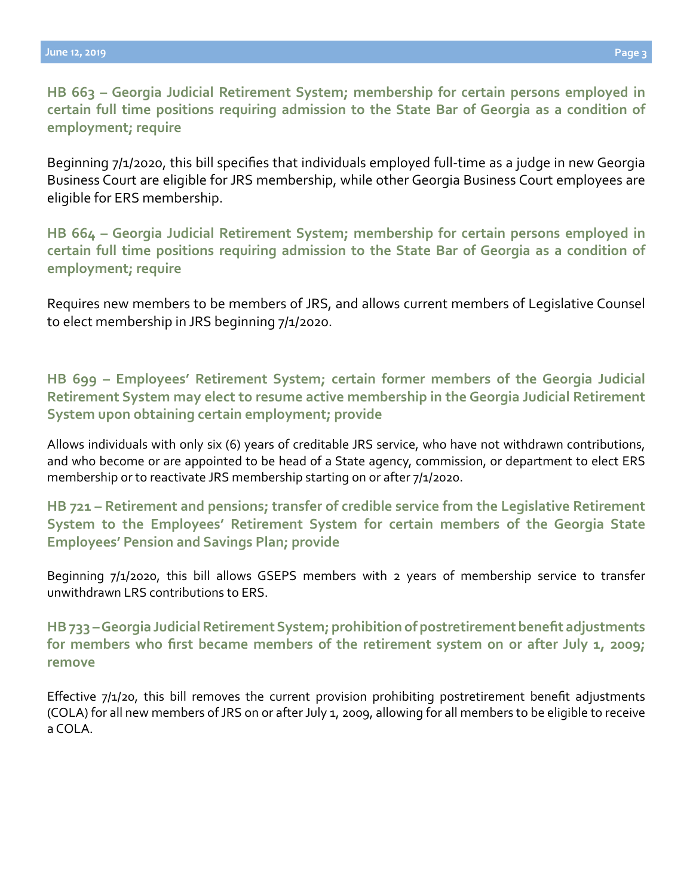## HB 663 – Georgia Judicial Retirement System; membership for certain persons employed in certain full time positions requiring admission to the State Bar of Georgia as a condition of employment; require

Beginning 7/1/2020, this bill specifies that individuals employed full-time as a judge in new Georgia Business Court are eligible for JRS membership, while other Georgia Business Court employees are eligible for ERS membership.

## HB 664 – Georgia Judicial Retirement System; membership for certain persons employed in certain full time positions requiring admission to the State Bar of Georgia as a condition of employment; require

Requires new members to be members of JRS, and allows current members of Legislative Counsel to elect membership in JRS beginning 7/1/2020.

## HB 699 – Employees' Retirement System; certain former members of the Georgia Judicial Retirement System may elect to resume active membership in the Georgia Judicial Retirement System upon obtaining certain employment; provide

Allows individuals with only six (6) years of creditable JRS service, who have not withdrawn contributions, and who become or are appointed to be head of a State agency, commission, or department to elect ERS membership or to reactivate JRS membership starting on or after 7/1/2020.

## HB 721 – Retirement and pensions; transfer of credible service from the Legislative Retirement System to the Employees' Retirement System for certain members of the Georgia State Employees' Pension and Savings Plan; provide

Beginning 7/1/2020, this bill allows GSEPS members with 2 years of membership service to transfer unwithdrawn LRS contributions to ERS.

## HB 733 – Georgia Judicial Retirement System; prohibition of postretirement benefit adjustments for members who first became members of the retirement system on or after July 1, 2009; remove

Effective 7/1/20, this bill removes the current provision prohibiting postretirement benefit adjustments (COLA) for all new members of JRS on or after July 1, 2009, allowing for all members to be eligible to receive a COLA.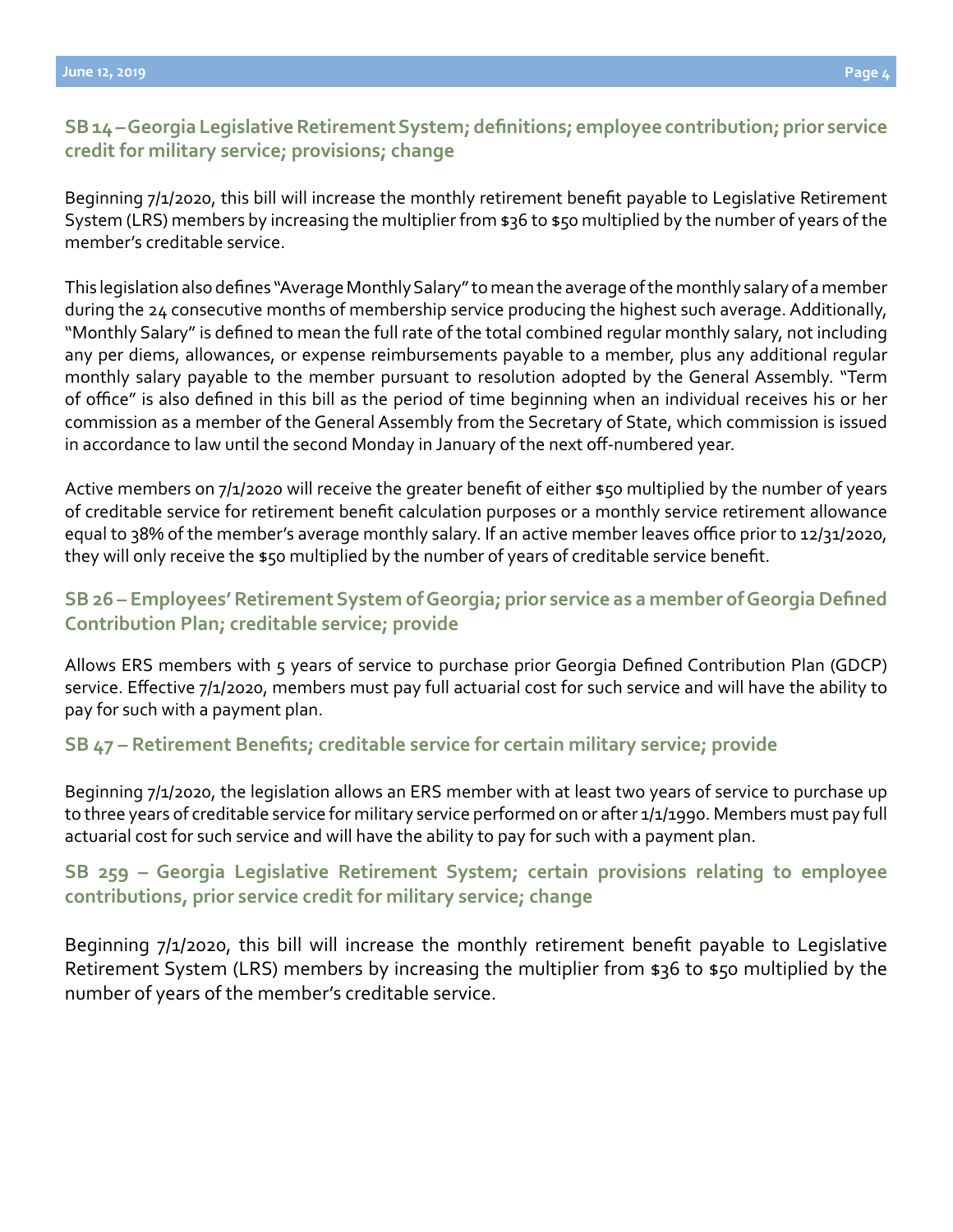### SB 14 – Georgia Legislative Retirement System; definitions; employee contribution; prior service credit for military service; provisions; change

Beginning 7/1/2020, this bill will increase the monthly retirement benefit payable to Legislative Retirement System (LRS) members by increasing the multiplier from $36 to $50 multiplied by the number of years of the member's creditable service.

This legislation also defines "Average Monthly Salary" to mean the average of the monthly salary of a member during the 24 consecutive months of membership service producing the highest such average. Additionally, "Monthly Salary" is defined to mean the full rate of the total combined regular monthly salary, not including any per diems, allowances, or expense reimbursements payable to a member, plus any additional regular monthly salary payable to the member pursuant to resolution adopted by the General Assembly. "Term of office" is also defined in this bill as the period of time beginning when an individual receives his or her commission as a member of the General Assembly from the Secretary of State, which commission is issued in accordance to law until the second Monday in January of the next off-numbered year.

Active members on 7/1/2020 will receive the greater benefit of either $50 multiplied by the number of years of creditable service for retirement benefit calculation purposes or a monthly service retirement allowance equal to 38% of the member's average monthly salary. If an active member leaves office prior to 12/31/2020, they will only receive the $50 multiplied by the number of years of creditable service benefit.

### SB 26 – Employees' Retirement System of Georgia; prior service as a member of Georgia Defined Contribution Plan; creditable service; provide

Allows ERS members with 5 years of service to purchase prior Georgia Defined Contribution Plan (GDCP) service. Effective 7/1/2020, members must pay full actuarial cost for such service and will have the ability to pay for such with a payment plan.

### SB 47 – Retirement Benefits; creditable service for certain military service; provide

Beginning 7/1/2020, the legislation allows an ERS member with at least two years of service to purchase up to three years of creditable service for military service performed on or after 1/1/1990. Members must pay full actuarial cost for such service and will have the ability to pay for such with a payment plan.

### SB 259 – Georgia Legislative Retirement System; certain provisions relating to employee contributions, prior service credit for military service; change

Beginning 7/1/2020, this bill will increase the monthly retirement benefit payable to Legislative Retirement System (LRS) members by increasing the multiplier from $36 to $50 multiplied by the number of years of the member's creditable service.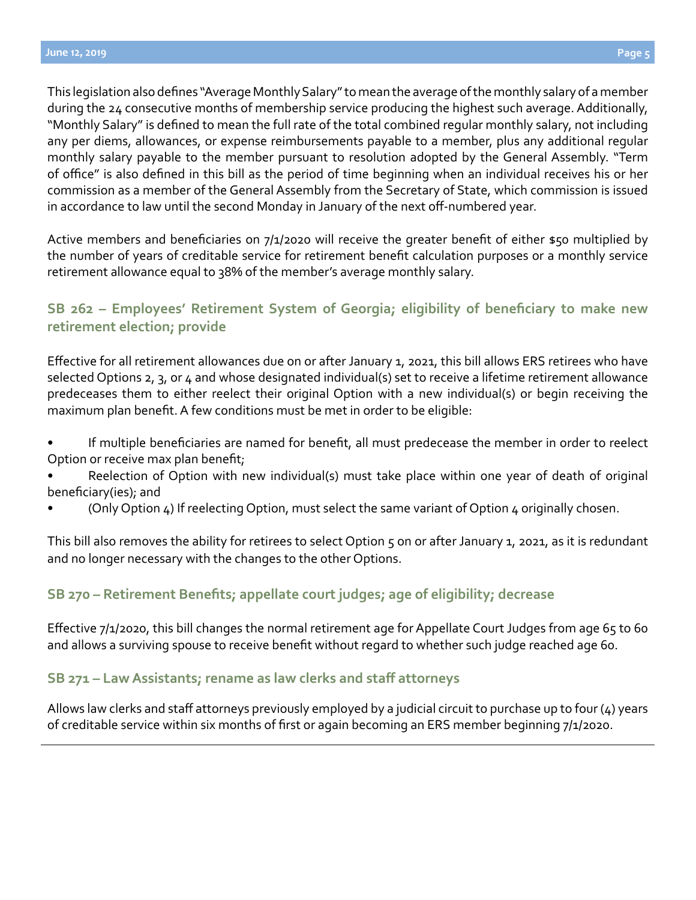This legislation also defines "Average Monthly Salary" to mean the average of the monthly salary of a member during the 24 consecutive months of membership service producing the highest such average. Additionally, "Monthly Salary" is defined to mean the full rate of the total combined regular monthly salary, not including any per diems, allowances, or expense reimbursements payable to a member, plus any additional regular monthly salary payable to the member pursuant to resolution adopted by the General Assembly. "Term of office" is also defined in this bill as the period of time beginning when an individual receives his or her commission as a member of the General Assembly from the Secretary of State, which commission is issued in accordance to law until the second Monday in January of the next off-numbered year.

Active members and beneficiaries on 7/1/2020 will receive the greater benefit of either $50 multiplied by the number of years of creditable service for retirement benefit calculation purposes or a monthly service retirement allowance equal to 38% of the member's average monthly salary.

### SB 262 – Employees' Retirement System of Georgia; eligibility of beneficiary to make new retirement election; provide

Effective for all retirement allowances due on or after January 1, 2021, this bill allows ERS retirees who have selected Options 2, 3, or 4 and whose designated individual(s) set to receive a lifetime retirement allowance predeceases them to either reelect their original Option with a new individual(s) or begin receiving the maximum plan benefit. A few conditions must be met in order to be eligible:

- If multiple beneficiaries are named for benefit, all must predecease the member in order to reelect Option or receive max plan benefit;
- Reelection of Option with new individual(s) must take place within one year of death of original beneficiary(ies); and
- (Only Option 4) If reelecting Option, must select the same variant of Option 4 originally chosen.

This bill also removes the ability for retirees to select Option 5 on or after January 1, 2021, as it is redundant and no longer necessary with the changes to the other Options.

### SB 270 – Retirement Benefits; appellate court judges; age of eligibility; decrease

Effective 7/1/2020, this bill changes the normal retirement age for Appellate Court Judges from age 65 to 60 and allows a surviving spouse to receive benefit without regard to whether such judge reached age 60.

### SB 271 – Law Assistants; rename as law clerks and staff attorneys

Allows law clerks and staff attorneys previously employed by a judicial circuit to purchase up to four (4) years of creditable service within six months of first or again becoming an ERS member beginning 7/1/2020.